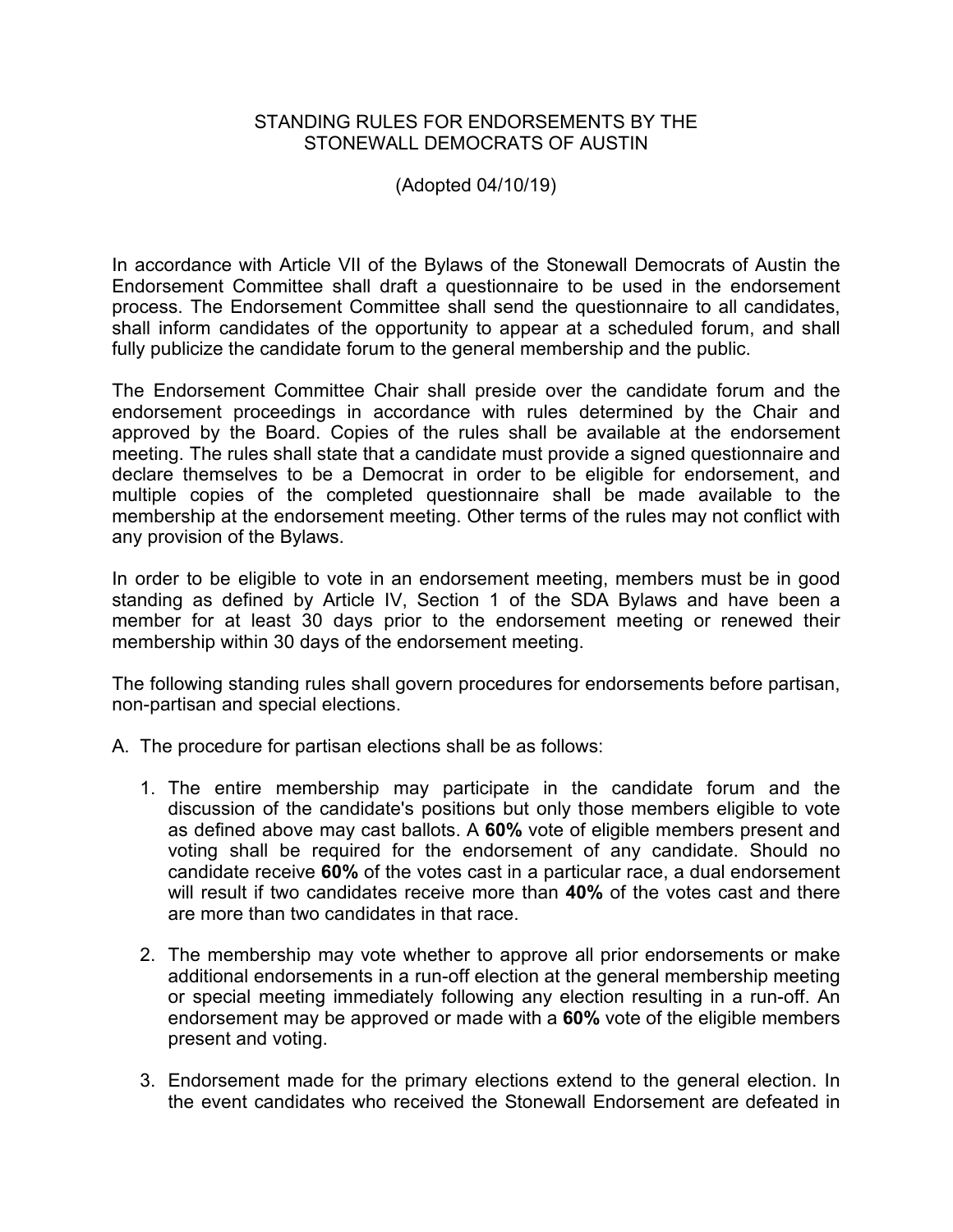# STANDING RULES FOR ENDORSEMENTS BY THE STONEWALL DEMOCRATS OF AUSTIN

(Adopted 04/10/19)

In accordance with Article VII of the Bylaws of the Stonewall Democrats of Austin the Endorsement Committee shall draft a questionnaire to be used in the endorsement process. The Endorsement Committee shall send the questionnaire to all candidates, shall inform candidates of the opportunity to appear at a scheduled forum, and shall fully publicize the candidate forum to the general membership and the public.

The Endorsement Committee Chair shall preside over the candidate forum and the endorsement proceedings in accordance with rules determined by the Chair and approved by the Board. Copies of the rules shall be available at the endorsement meeting. The rules shall state that a candidate must provide a signed questionnaire and declare themselves to be a Democrat in order to be eligible for endorsement, and multiple copies of the completed questionnaire shall be made available to the membership at the endorsement meeting. Other terms of the rules may not conflict with any provision of the Bylaws.

In order to be eligible to vote in an endorsement meeting, members must be in good standing as defined by Article IV, Section 1 of the SDA Bylaws and have been a member for at least 30 days prior to the endorsement meeting or renewed their membership within 30 days of the endorsement meeting.

The following standing rules shall govern procedures for endorsements before partisan, non-partisan and special elections.

A. The procedure for partisan elections shall be as follows:

1. The entire membership may participate in the candidate forum and the discussion of the candidate's positions but only those members eligible to vote as defined above may cast ballots. A **60%** vote of eligible members present and voting shall be required for the endorsement of any candidate. Should no candidate receive **60%** of the votes cast in a particular race, a dual endorsement will result if two candidates receive more than **40%** of the votes cast and there are more than two candidates in that race.

2. The membership may vote whether to approve all prior endorsements or make additional endorsements in a run-off election at the general membership meeting or special meeting immediately following any election resulting in a run-off. An endorsement may be approved or made with a **60%** vote of the eligible members present and voting.

3. Endorsement made for the primary elections extend to the general election. In the event candidates who received the Stonewall Endorsement are defeated in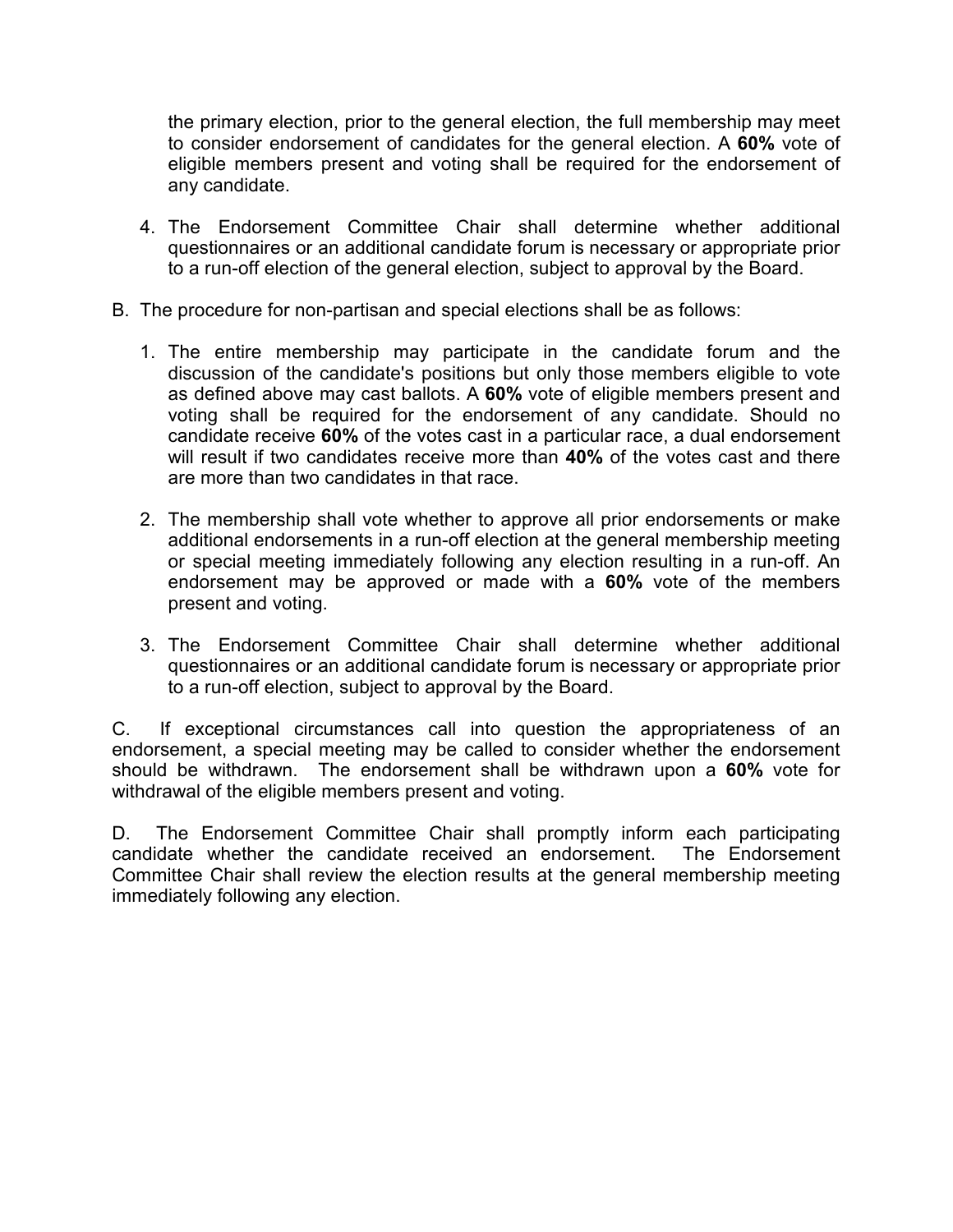the primary election, prior to the general election, the full membership may meet to consider endorsement of candidates for the general election. A **60%** vote of eligible members present and voting shall be required for the endorsement of any candidate.

4. The Endorsement Committee Chair shall determine whether additional questionnaires or an additional candidate forum is necessary or appropriate prior to a run-off election of the general election, subject to approval by the Board.

B. The procedure for non-partisan and special elections shall be as follows:

1. The entire membership may participate in the candidate forum and the discussion of the candidate's positions but only those members eligible to vote as defined above may cast ballots. A **60%** vote of eligible members present and voting shall be required for the endorsement of any candidate. Should no candidate receive **60%** of the votes cast in a particular race, a dual endorsement will result if two candidates receive more than **40%** of the votes cast and there are more than two candidates in that race.

2. The membership shall vote whether to approve all prior endorsements or make additional endorsements in a run-off election at the general membership meeting or special meeting immediately following any election resulting in a run-off. An endorsement may be approved or made with a **60%** vote of the members present and voting.

3. The Endorsement Committee Chair shall determine whether additional questionnaires or an additional candidate forum is necessary or appropriate prior to a run-off election, subject to approval by the Board.

C. If exceptional circumstances call into question the appropriateness of an endorsement, a special meeting may be called to consider whether the endorsement should be withdrawn. The endorsement shall be withdrawn upon a **60%** vote for withdrawal of the eligible members present and voting.

D. The Endorsement Committee Chair shall promptly inform each participating candidate whether the candidate received an endorsement. The Endorsement Committee Chair shall review the election results at the general membership meeting immediately following any election.